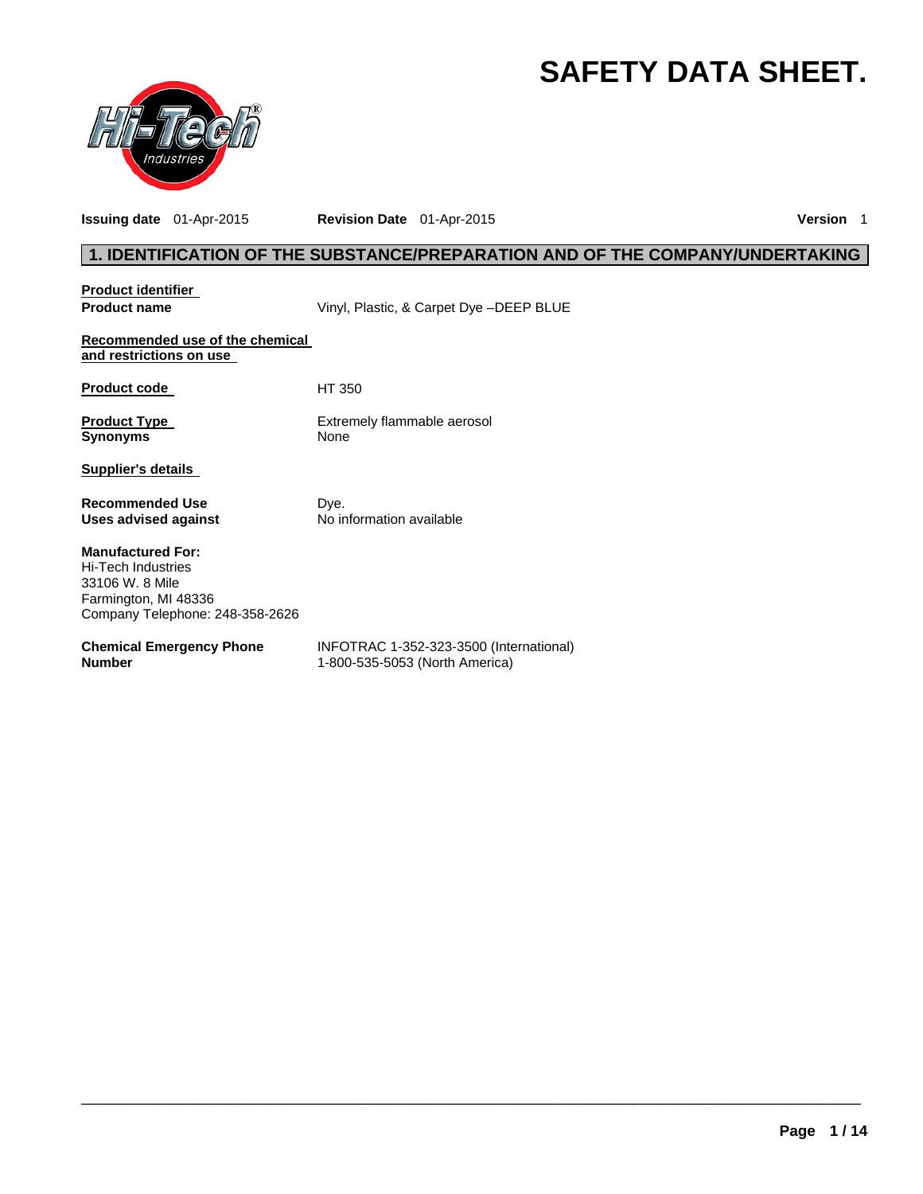# SAFETY DATA SHEET.

**Issuing date** 01-Apr-2015 **Revision Date** 01-Apr-2015 **Version** 1

## 1. IDENTIFICATION OF THE SUBSTANCE/PREPARATION AND OF THE COMPANY/UNDERTAKING

**Product identifier**

**Product name** Vinyl, Plastic, & Carpet Dye –DEEP BLUE

**Recommended use of the chemical and restrictions on use**

**Product code** HT 350

**Product Type** Extremely flammable aerosol

**Synonyms** None

**Supplier's details**

**Recommended Use** Dye.

**Uses advised against** No information available

**Manufactured For:**
Hi-Tech Industries
33106 W. 8 Mile
Farmington, MI 48336
Company Telephone: 248-358-2626

**Chemical Emergency Phone Number** INFOTRAC 1-352-323-3500 (International)
1-800-535-5053 (North America)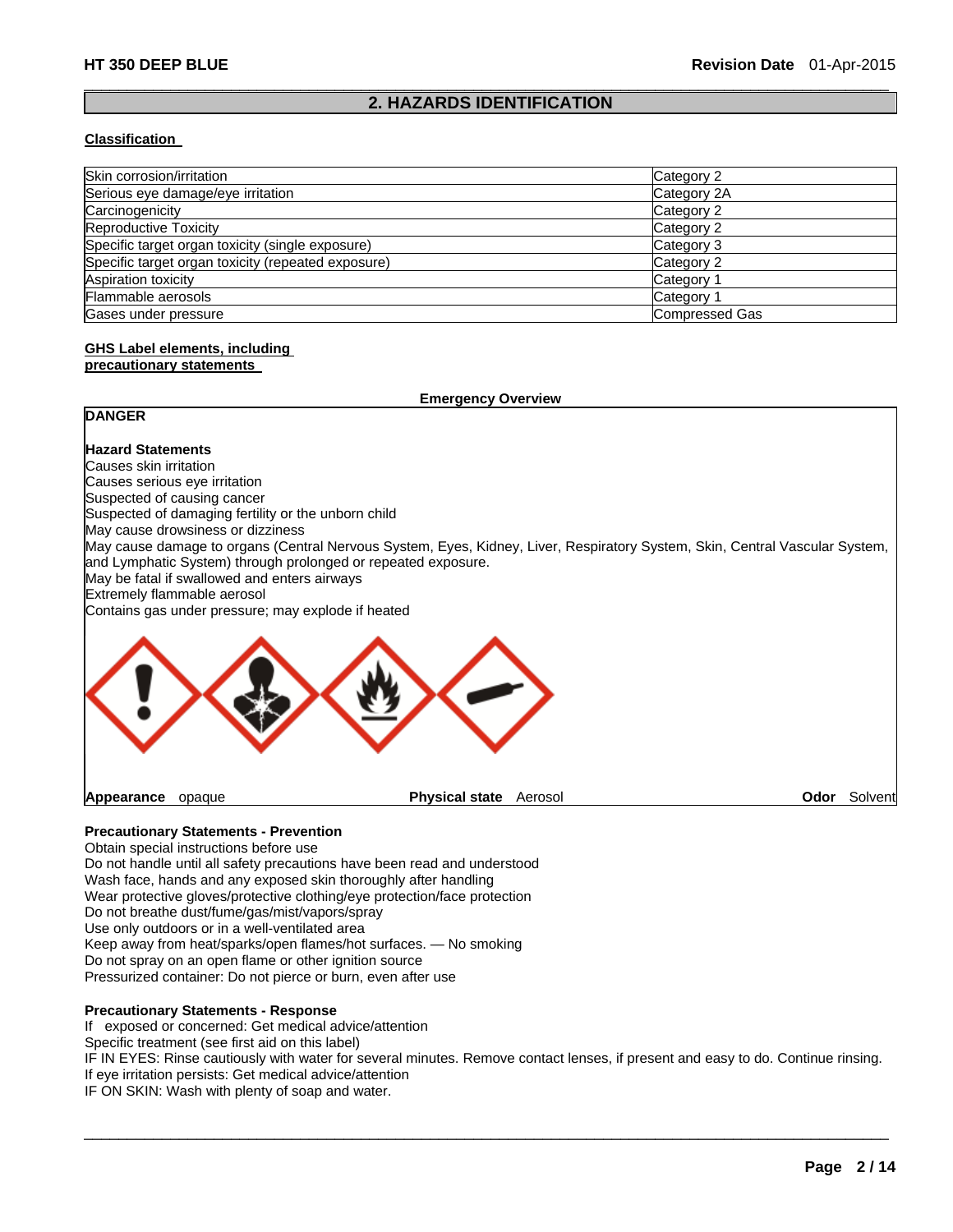## 2. HAZARDS IDENTIFICATION

**Classification**

| Hazard | Category |
| --- | --- |
| Skin corrosion/irritation | Category 2 |
| Serious eye damage/eye irritation | Category 2A |
| Carcinogenicity | Category 2 |
| Reproductive Toxicity | Category 2 |
| Specific target organ toxicity (single exposure) | Category 3 |
| Specific target organ toxicity (repeated exposure) | Category 2 |
| Aspiration toxicity | Category 1 |
| Flammable aerosols | Category 1 |
| Gases under pressure | Compressed Gas |

**GHS Label elements, including precautionary statements**

**Emergency Overview**

**DANGER**

**Hazard Statements**

Causes skin irritation
Causes serious eye irritation
Suspected of causing cancer
Suspected of damaging fertility or the unborn child
May cause drowsiness or dizziness
May cause damage to organs (Central Nervous System, Eyes, Kidney, Liver, Respiratory System, Skin, Central Vascular System, and Lymphatic System) through prolonged or repeated exposure.
May be fatal if swallowed and enters airways
Extremely flammable aerosol
Contains gas under pressure; may explode if heated

**Appearance** opaque **Physical state** Aerosol **Odor** Solvent

**Precautionary Statements - Prevention**

Obtain special instructions before use
Do not handle until all safety precautions have been read and understood
Wash face, hands and any exposed skin thoroughly after handling
Wear protective gloves/protective clothing/eye protection/face protection
Do not breathe dust/fume/gas/mist/vapors/spray
Use only outdoors or in a well-ventilated area
Keep away from heat/sparks/open flames/hot surfaces. — No smoking
Do not spray on an open flame or other ignition source
Pressurized container: Do not pierce or burn, even after use

**Precautionary Statements - Response**

If exposed or concerned: Get medical advice/attention
Specific treatment (see first aid on this label)
IF IN EYES: Rinse cautiously with water for several minutes. Remove contact lenses, if present and easy to do. Continue rinsing.
If eye irritation persists: Get medical advice/attention
IF ON SKIN: Wash with plenty of soap and water.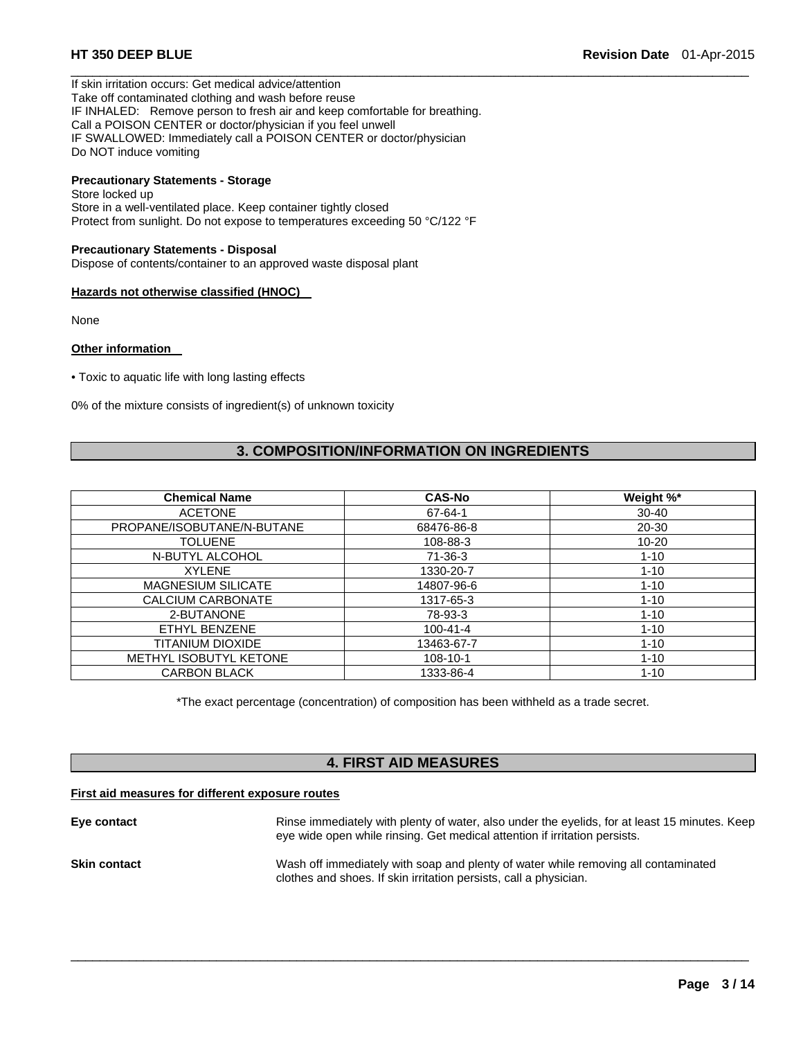If skin irritation occurs: Get medical advice/attention
Take off contaminated clothing and wash before reuse
IF INHALED: Remove person to fresh air and keep comfortable for breathing.
Call a POISON CENTER or doctor/physician if you feel unwell
IF SWALLOWED: Immediately call a POISON CENTER or doctor/physician
Do NOT induce vomiting

**Precautionary Statements - Storage**
Store locked up
Store in a well-ventilated place. Keep container tightly closed
Protect from sunlight. Do not expose to temperatures exceeding 50 °C/122 °F

**Precautionary Statements - Disposal**
Dispose of contents/container to an approved waste disposal plant

**Hazards not otherwise classified (HNOC)**

None

**Other information**

- Toxic to aquatic life with long lasting effects

0% of the mixture consists of ingredient(s) of unknown toxicity

## 3. COMPOSITION/INFORMATION ON INGREDIENTS

| Chemical Name | CAS-No | Weight %* |
|---|---|---|
| ACETONE | 67-64-1 | 30-40 |
| PROPANE/ISOBUTANE/N-BUTANE | 68476-86-8 | 20-30 |
| TOLUENE | 108-88-3 | 10-20 |
| N-BUTYL ALCOHOL | 71-36-3 | 1-10 |
| XYLENE | 1330-20-7 | 1-10 |
| MAGNESIUM SILICATE | 14807-96-6 | 1-10 |
| CALCIUM CARBONATE | 1317-65-3 | 1-10 |
| 2-BUTANONE | 78-93-3 | 1-10 |
| ETHYL BENZENE | 100-41-4 | 1-10 |
| TITANIUM DIOXIDE | 13463-67-7 | 1-10 |
| METHYL ISOBUTYL KETONE | 108-10-1 | 1-10 |
| CARBON BLACK | 1333-86-4 | 1-10 |

*The exact percentage (concentration) of composition has been withheld as a trade secret.

## 4. FIRST AID MEASURES

**First aid measures for different exposure routes**

**Eye contact** Rinse immediately with plenty of water, also under the eyelids, for at least 15 minutes. Keep eye wide open while rinsing. Get medical attention if irritation persists.

**Skin contact** Wash off immediately with soap and plenty of water while removing all contaminated clothes and shoes. If skin irritation persists, call a physician.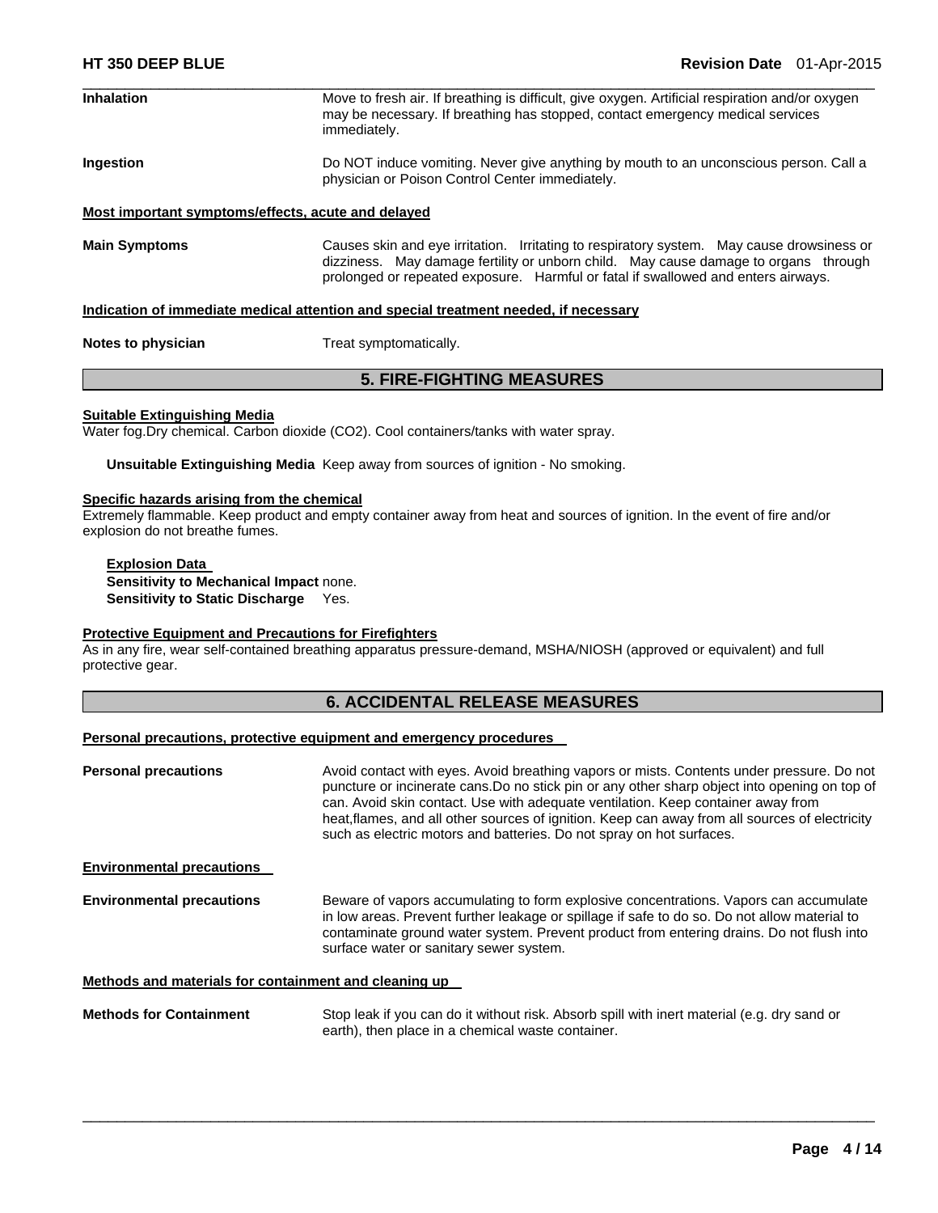**Inhalation** Move to fresh air. If breathing is difficult, give oxygen. Artificial respiration and/or oxygen may be necessary. If breathing has stopped, contact emergency medical services immediately.

**Ingestion** Do NOT induce vomiting. Never give anything by mouth to an unconscious person. Call a physician or Poison Control Center immediately.

**Most important symptoms/effects, acute and delayed**

**Main Symptoms** Causes skin and eye irritation. Irritating to respiratory system. May cause drowsiness or dizziness. May damage fertility or unborn child. May cause damage to organs through prolonged or repeated exposure. Harmful or fatal if swallowed and enters airways.

**Indication of immediate medical attention and special treatment needed, if necessary**

**Notes to physician** Treat symptomatically.

## 5. FIRE-FIGHTING MEASURES

**Suitable Extinguishing Media**

Water fog.Dry chemical. Carbon dioxide (CO2). Cool containers/tanks with water spray.

**Unsuitable Extinguishing Media** Keep away from sources of ignition - No smoking.

**Specific hazards arising from the chemical**

Extremely flammable. Keep product and empty container away from heat and sources of ignition. In the event of fire and/or explosion do not breathe fumes.

**Explosion Data**

**Sensitivity to Mechanical Impact** none.

**Sensitivity to Static Discharge** Yes.

**Protective Equipment and Precautions for Firefighters**

As in any fire, wear self-contained breathing apparatus pressure-demand, MSHA/NIOSH (approved or equivalent) and full protective gear.

## 6. ACCIDENTAL RELEASE MEASURES

**Personal precautions, protective equipment and emergency procedures**

**Personal precautions** Avoid contact with eyes. Avoid breathing vapors or mists. Contents under pressure. Do not puncture or incinerate cans.Do no stick pin or any other sharp object into opening on top of can. Avoid skin contact. Use with adequate ventilation. Keep container away from heat,flames, and all other sources of ignition. Keep can away from all sources of electricity such as electric motors and batteries. Do not spray on hot surfaces.

**Environmental precautions**

**Environmental precautions** Beware of vapors accumulating to form explosive concentrations. Vapors can accumulate in low areas. Prevent further leakage or spillage if safe to do so. Do not allow material to contaminate ground water system. Prevent product from entering drains. Do not flush into surface water or sanitary sewer system.

**Methods and materials for containment and cleaning up**

**Methods for Containment** Stop leak if you can do it without risk. Absorb spill with inert material (e.g. dry sand or earth), then place in a chemical waste container.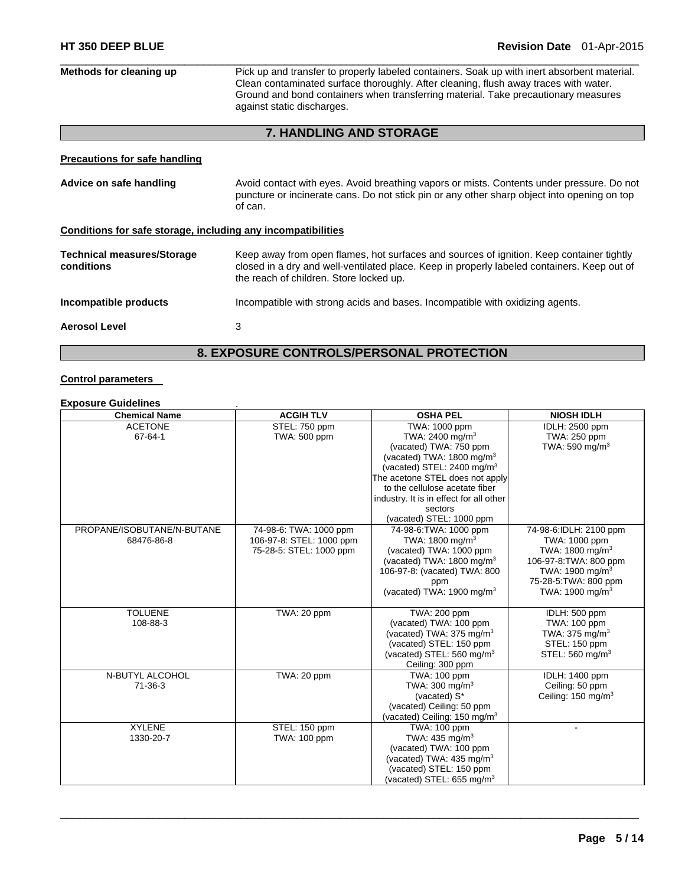| | |
|---|---|
| **Methods for cleaning up** | Pick up and transfer to properly labeled containers. Soak up with inert absorbent material. Clean contaminated surface thoroughly. After cleaning, flush away traces with water. Ground and bond containers when transferring material. Take precautionary measures against static discharges. |

## 7. HANDLING AND STORAGE

**Precautions for safe handling**

**Advice on safe handling**: Avoid contact with eyes. Avoid breathing vapors or mists. Contents under pressure. Do not puncture or incinerate cans. Do not stick pin or any other sharp object into opening on top of can.

**Conditions for safe storage, including any incompatibilities**

**Technical measures/Storage conditions**: Keep away from open flames, hot surfaces and sources of ignition. Keep container tightly closed in a dry and well-ventilated place. Keep in properly labeled containers. Keep out of the reach of children. Store locked up.

**Incompatible products**: Incompatible with strong acids and bases. Incompatible with oxidizing agents.

**Aerosol Level**: 3

## 8. EXPOSURE CONTROLS/PERSONAL PROTECTION

**Control parameters**

**Exposure Guidelines** .

| Chemical Name | ACGIH TLV | OSHA PEL | NIOSH IDLH |
|---|---|---|---|
| ACETONE<br>67-64-1 | STEL: 750 ppm<br>TWA: 500 ppm | TWA: 1000 ppm<br>TWA: 2400 mg/m$^3$<br>(vacated) TWA: 750 ppm<br>(vacated) TWA: 1800 mg/m$^3$<br>(vacated) STEL: 2400 mg/m$^3$<br>The acetone STEL does not apply to the cellulose acetate fiber industry. It is in effect for all other sectors<br>(vacated) STEL: 1000 ppm | IDLH: 2500 ppm<br>TWA: 250 ppm<br>TWA: 590 mg/m$^3$ |
| PROPANE/ISOBUTANE/N-BUTANE<br>68476-86-8 | 74-98-6: TWA: 1000 ppm<br>106-97-8: STEL: 1000 ppm<br>75-28-5: STEL: 1000 ppm | 74-98-6:TWA: 1000 ppm<br>TWA: 1800 mg/m$^3$<br>(vacated) TWA: 1000 ppm<br>(vacated) TWA: 1800 mg/m$^3$<br>106-97-8: (vacated) TWA: 800 ppm<br>(vacated) TWA: 1900 mg/m$^3$ | 74-98-6:IDLH: 2100 ppm<br>TWA: 1000 ppm<br>TWA: 1800 mg/m$^3$<br>106-97-8:TWA: 800 ppm<br>TWA: 1900 mg/m$^3$<br>75-28-5:TWA: 800 ppm<br>TWA: 1900 mg/m$^3$ |
| TOLUENE<br>108-88-3 | TWA: 20 ppm | TWA: 200 ppm<br>(vacated) TWA: 100 ppm<br>(vacated) TWA: 375 mg/m$^3$<br>(vacated) STEL: 150 ppm<br>(vacated) STEL: 560 mg/m$^3$<br>Ceiling: 300 ppm | IDLH: 500 ppm<br>TWA: 100 ppm<br>TWA: 375 mg/m$^3$<br>STEL: 150 ppm<br>STEL: 560 mg/m$^3$ |
| N-BUTYL ALCOHOL<br>71-36-3 | TWA: 20 ppm | TWA: 100 ppm<br>TWA: 300 mg/m$^3$<br>(vacated) S*<br>(vacated) Ceiling: 50 ppm<br>(vacated) Ceiling: 150 mg/m$^3$ | IDLH: 1400 ppm<br>Ceiling: 50 ppm<br>Ceiling: 150 mg/m$^3$ |
| XYLENE<br>1330-20-7 | STEL: 150 ppm<br>TWA: 100 ppm | TWA: 100 ppm<br>TWA: 435 mg/m$^3$<br>(vacated) TWA: 100 ppm<br>(vacated) TWA: 435 mg/m$^3$<br>(vacated) STEL: 150 ppm<br>(vacated) STEL: 655 mg/m$^3$ | - |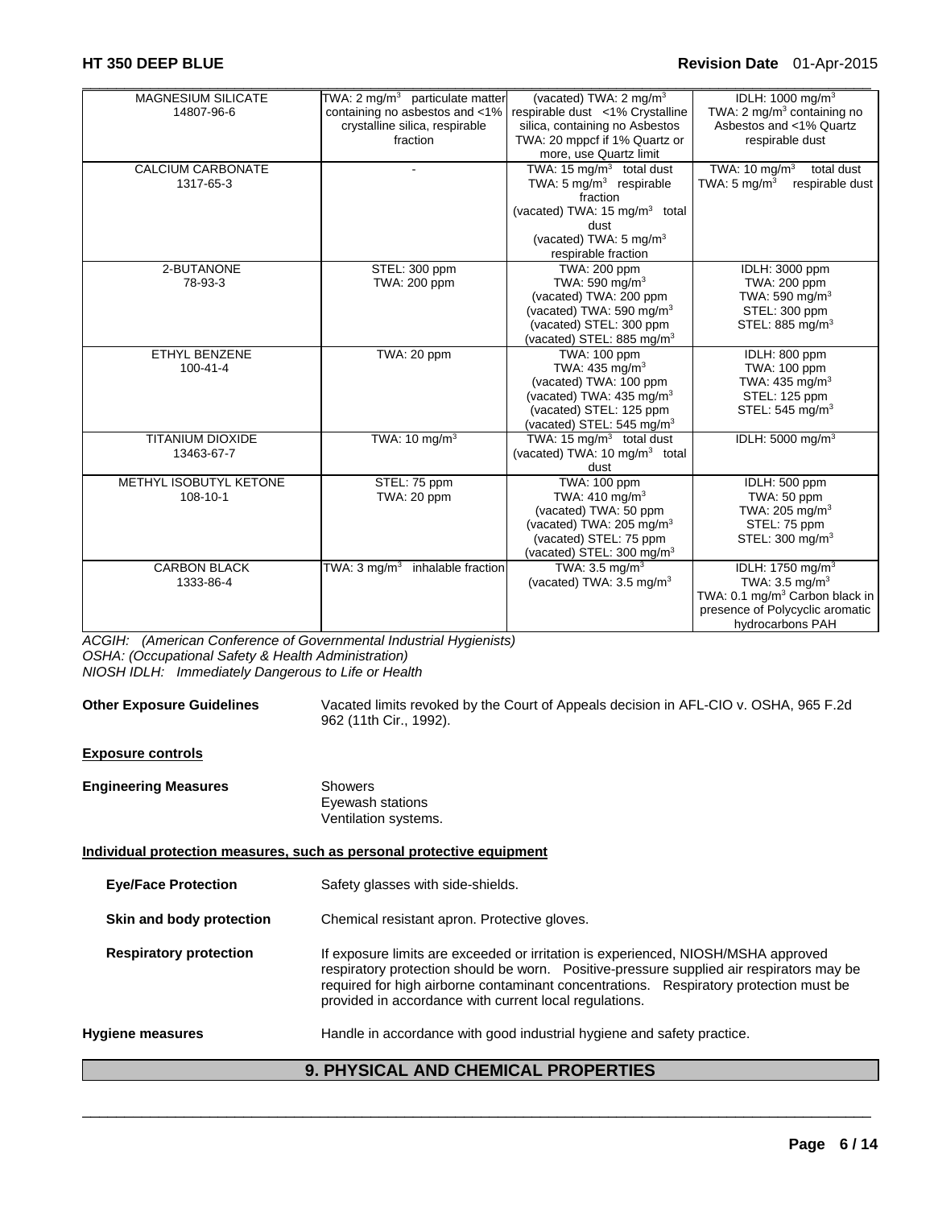| | | | |
|---|---|---|---|
| MAGNESIUM SILICATE 14807-96-6 | TWA: 2 mg/m$^3$ particulate matter containing no asbestos and <1% crystalline silica, respirable fraction | (vacated) TWA: 2 mg/m$^3$ respirable dust <1% Crystalline silica, containing no Asbestos TWA: 20 mppcf if 1% Quartz or more, use Quartz limit | IDLH: 1000 mg/m$^3$ TWA: 2 mg/m$^3$ containing no Asbestos and <1% Quartz respirable dust |
| CALCIUM CARBONATE 1317-65-3 | - | TWA: 15 mg/m$^3$ total dust TWA: 5 mg/m$^3$ respirable fraction (vacated) TWA: 15 mg/m$^3$ total dust (vacated) TWA: 5 mg/m$^3$ respirable fraction | TWA: 10 mg/m$^3$ total dust TWA: 5 mg/m$^3$ respirable dust |
| 2-BUTANONE 78-93-3 | STEL: 300 ppm TWA: 200 ppm | TWA: 200 ppm TWA: 590 mg/m$^3$ (vacated) TWA: 200 ppm (vacated) TWA: 590 mg/m$^3$ (vacated) STEL: 300 ppm (vacated) STEL: 885 mg/m$^3$ | IDLH: 3000 ppm TWA: 200 ppm TWA: 590 mg/m$^3$ STEL: 300 ppm STEL: 885 mg/m$^3$ |
| ETHYL BENZENE 100-41-4 | TWA: 20 ppm | TWA: 100 ppm TWA: 435 mg/m$^3$ (vacated) TWA: 100 ppm (vacated) TWA: 435 mg/m$^3$ (vacated) STEL: 125 ppm (vacated) STEL: 545 mg/m$^3$ | IDLH: 800 ppm TWA: 100 ppm TWA: 435 mg/m$^3$ STEL: 125 ppm STEL: 545 mg/m$^3$ |
| TITANIUM DIOXIDE 13463-67-7 | TWA: 10 mg/m$^3$ | TWA: 15 mg/m$^3$ total dust (vacated) TWA: 10 mg/m$^3$ total dust | IDLH: 5000 mg/m$^3$ |
| METHYL ISOBUTYL KETONE 108-10-1 | STEL: 75 ppm TWA: 20 ppm | TWA: 100 ppm TWA: 410 mg/m$^3$ (vacated) TWA: 50 ppm (vacated) TWA: 205 mg/m$^3$ (vacated) STEL: 75 ppm (vacated) STEL: 300 mg/m$^3$ | IDLH: 500 ppm TWA: 50 ppm TWA: 205 mg/m$^3$ STEL: 75 ppm STEL: 300 mg/m$^3$ |
| CARBON BLACK 1333-86-4 | TWA: 3 mg/m$^3$ inhalable fraction | TWA: 3.5 mg/m$^3$ (vacated) TWA: 3.5 mg/m$^3$ | IDLH: 1750 mg/m$^3$ TWA: 3.5 mg/m$^3$ TWA: 0.1 mg/m$^3$ Carbon black in presence of Polycyclic aromatic hydrocarbons PAH |

*ACGIH: (American Conference of Governmental Industrial Hygienists)*
*OSHA: (Occupational Safety & Health Administration)*
*NIOSH IDLH: Immediately Dangerous to Life or Health*

**Other Exposure Guidelines** Vacated limits revoked by the Court of Appeals decision in AFL-CIO v. OSHA, 965 F.2d 962 (11th Cir., 1992).

**Exposure controls**

**Engineering Measures** Showers
Eyewash stations
Ventilation systems.

**Individual protection measures, such as personal protective equipment**

**Eye/Face Protection** Safety glasses with side-shields.

**Skin and body protection** Chemical resistant apron. Protective gloves.

**Respiratory protection** If exposure limits are exceeded or irritation is experienced, NIOSH/MSHA approved respiratory protection should be worn. Positive-pressure supplied air respirators may be required for high airborne contaminant concentrations. Respiratory protection must be provided in accordance with current local regulations.

**Hygiene measures** Handle in accordance with good industrial hygiene and safety practice.

## 9. PHYSICAL AND CHEMICAL PROPERTIES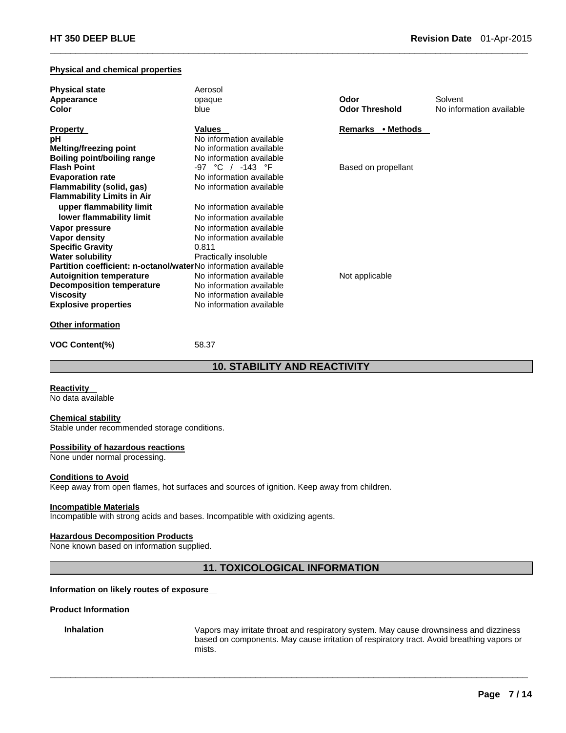**Physical and chemical properties**

| | | | |
|---|---|---|---|
| **Physical state** | Aerosol | | |
| **Appearance** | opaque | **Odor** | Solvent |
| **Color** | blue | **Odor Threshold** | No information available |

| **Property** | **Values** | **Remarks • Methods** |
|---|---|---|
| **pH** | No information available | |
| **Melting/freezing point** | No information available | |
| **Boiling point/boiling range** | No information available | |
| **Flash Point** | -97 °C / -143 °F | Based on propellant |
| **Evaporation rate** | No information available | |
| **Flammability (solid, gas)** | No information available | |
| **Flammability Limits in Air** | | |
| **upper flammability limit** | No information available | |
| **lower flammability limit** | No information available | |
| **Vapor pressure** | No information available | |
| **Vapor density** | No information available | |
| **Specific Gravity** | 0.811 | |
| **Water solubility** | Practically insoluble | |
| **Partition coefficient: n-octanol/water** | No information available | |
| **Autoignition temperature** | No information available | Not applicable |
| **Decomposition temperature** | No information available | |
| **Viscosity** | No information available | |
| **Explosive properties** | No information available | |

**Other information**

**VOC Content(%)** 58.37

## 10. STABILITY AND REACTIVITY

**Reactivity**
No data available

**Chemical stability**
Stable under recommended storage conditions.

**Possibility of hazardous reactions**
None under normal processing.

**Conditions to Avoid**
Keep away from open flames, hot surfaces and sources of ignition. Keep away from children.

**Incompatible Materials**
Incompatible with strong acids and bases. Incompatible with oxidizing agents.

**Hazardous Decomposition Products**
None known based on information supplied.

## 11. TOXICOLOGICAL INFORMATION

**Information on likely routes of exposure**

**Product Information**

**Inhalation** Vapors may irritate throat and respiratory system. May cause drownsiness and dizziness based on components. May cause irritation of respiratory tract. Avoid breathing vapors or mists.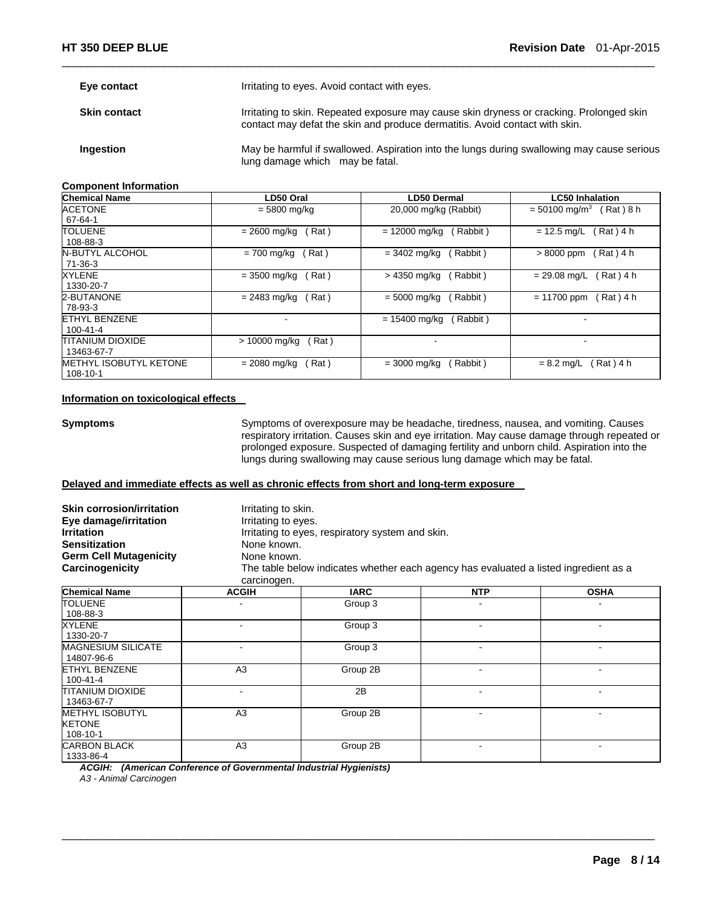**Eye contact** Irritating to eyes. Avoid contact with eyes.

**Skin contact** Irritating to skin. Repeated exposure may cause skin dryness or cracking. Prolonged skin contact may defat the skin and produce dermatitis. Avoid contact with skin.

**Ingestion** May be harmful if swallowed. Aspiration into the lungs during swallowing may cause serious lung damage which may be fatal.

**Component Information**

| Chemical Name | LD50 Oral | LD50 Dermal | LC50 Inhalation |
|---|---|---|---|
| ACETONE<br>67-64-1 | = 5800 mg/kg | 20,000 mg/kg (Rabbit) | = 50100 mg/m$^3$ ( Rat ) 8 h |
| TOLUENE<br>108-88-3 | = 2600 mg/kg ( Rat ) | = 12000 mg/kg ( Rabbit ) | = 12.5 mg/L ( Rat ) 4 h |
| N-BUTYL ALCOHOL<br>71-36-3 | = 700 mg/kg ( Rat ) | = 3402 mg/kg ( Rabbit ) | > 8000 ppm ( Rat ) 4 h |
| XYLENE<br>1330-20-7 | = 3500 mg/kg ( Rat ) | > 4350 mg/kg ( Rabbit ) | = 29.08 mg/L ( Rat ) 4 h |
| 2-BUTANONE<br>78-93-3 | = 2483 mg/kg ( Rat ) | = 5000 mg/kg ( Rabbit ) | = 11700 ppm ( Rat ) 4 h |
| ETHYL BENZENE<br>100-41-4 | - | = 15400 mg/kg ( Rabbit ) | - |
| TITANIUM DIOXIDE<br>13463-67-7 | > 10000 mg/kg ( Rat ) | - | - |
| METHYL ISOBUTYL KETONE<br>108-10-1 | = 2080 mg/kg ( Rat ) | = 3000 mg/kg ( Rabbit ) | = 8.2 mg/L ( Rat ) 4 h |

**Information on toxicological effects**

**Symptoms** Symptoms of overexposure may be headache, tiredness, nausea, and vomiting. Causes respiratory irritation. Causes skin and eye irritation. May cause damage through repeated or prolonged exposure. Suspected of damaging fertility and unborn child. Aspiration into the lungs during swallowing may cause serious lung damage which may be fatal.

**Delayed and immediate effects as well as chronic effects from short and long-term exposure**

**Skin corrosion/irritation** Irritating to skin.
**Eye damage/irritation** Irritating to eyes.
**Irritation** Irritating to eyes, respiratory system and skin.
**Sensitization** None known.
**Germ Cell Mutagenicity** None known.
**Carcinogenicity** The table below indicates whether each agency has evaluated a listed ingredient as a carcinogen.

| Chemical Name | ACGIH | IARC | NTP | OSHA |
|---|---|---|---|---|
| TOLUENE<br>108-88-3 | - | Group 3 | - | - |
| XYLENE<br>1330-20-7 | - | Group 3 | - | - |
| MAGNESIUM SILICATE<br>14807-96-6 | - | Group 3 | - | - |
| ETHYL BENZENE<br>100-41-4 | A3 | Group 2B | - | - |
| TITANIUM DIOXIDE<br>13463-67-7 | - | 2B | - | - |
| METHYL ISOBUTYL KETONE<br>108-10-1 | A3 | Group 2B | - | - |
| CARBON BLACK<br>1333-86-4 | A3 | Group 2B | - | - |

***ACGIH: (American Conference of Governmental Industrial Hygienists)***
*A3 - Animal Carcinogen*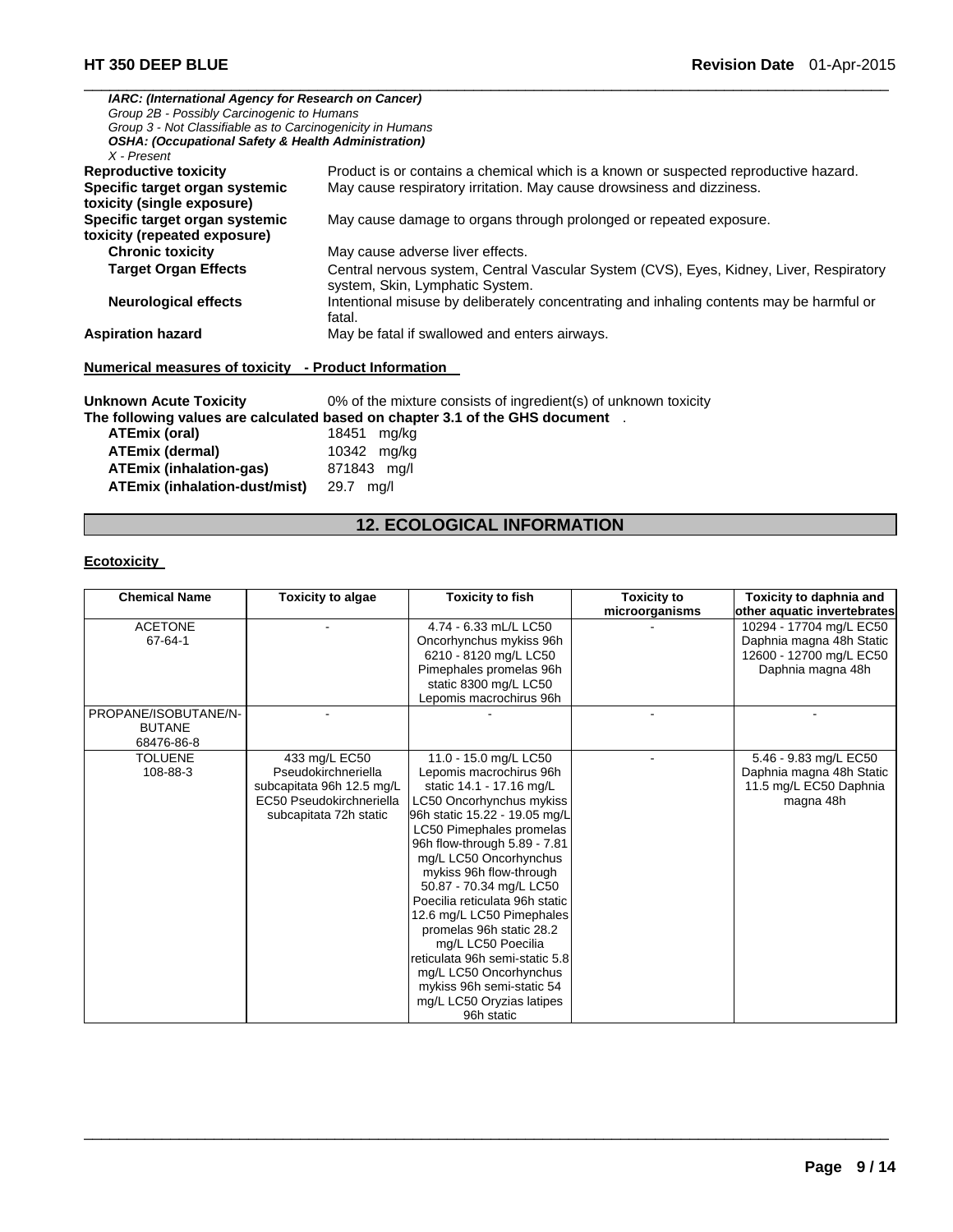*IARC: (International Agency for Research on Cancer)*
*Group 2B - Possibly Carcinogenic to Humans*
*Group 3 - Not Classifiable as to Carcinogenicity in Humans*
*OSHA: (Occupational Safety & Health Administration)*
*X - Present*

**Reproductive toxicity** Product is or contains a chemical which is a known or suspected reproductive hazard.

**Specific target organ systemic toxicity (single exposure)** May cause respiratory irritation. May cause drowsiness and dizziness.

**Specific target organ systemic toxicity (repeated exposure)** May cause damage to organs through prolonged or repeated exposure.

**Chronic toxicity** May cause adverse liver effects.

**Target Organ Effects** Central nervous system, Central Vascular System (CVS), Eyes, Kidney, Liver, Respiratory system, Skin, Lymphatic System.

**Neurological effects** Intentional misuse by deliberately concentrating and inhaling contents may be harmful or fatal.

**Aspiration hazard** May be fatal if swallowed and enters airways.

**Numerical measures of toxicity - Product Information**

**Unknown Acute Toxicity** 0% of the mixture consists of ingredient(s) of unknown toxicity

**The following values are calculated based on chapter 3.1 of the GHS document** .

**ATEmix (oral)** 18451 mg/kg
**ATEmix (dermal)** 10342 mg/kg
**ATEmix (inhalation-gas)** 871843 mg/l
**ATEmix (inhalation-dust/mist)** 29.7 mg/l

## 12. ECOLOGICAL INFORMATION

**Ecotoxicity**

| Chemical Name | Toxicity to algae | Toxicity to fish | Toxicity to microorganisms | Toxicity to daphnia and other aquatic invertebrates |
|---|---|---|---|---|
| ACETONE 67-64-1 | - | 4.74 - 6.33 mL/L LC50 Oncorhynchus mykiss 96h 6210 - 8120 mg/L LC50 Pimephales promelas 96h static 8300 mg/L LC50 Lepomis macrochirus 96h | - | 10294 - 17704 mg/L EC50 Daphnia magna 48h Static 12600 - 12700 mg/L EC50 Daphnia magna 48h |
| PROPANE/ISOBUTANE/N-BUTANE 68476-86-8 | - | - | - | - |
| TOLUENE 108-88-3 | 433 mg/L EC50 Pseudokirchneriella subcapitata 96h 12.5 mg/L EC50 Pseudokirchneriella subcapitata 72h static | 11.0 - 15.0 mg/L LC50 Lepomis macrochirus 96h static 14.1 - 17.16 mg/L LC50 Oncorhynchus mykiss 96h static 15.22 - 19.05 mg/L LC50 Pimephales promelas 96h flow-through 5.89 - 7.81 mg/L LC50 Oncorhynchus mykiss 96h flow-through 50.87 - 70.34 mg/L LC50 Poecilia reticulata 96h static 12.6 mg/L LC50 Pimephales promelas 96h static 28.2 mg/L LC50 Poecilia reticulata 96h semi-static 5.8 mg/L LC50 Oncorhynchus mykiss 96h semi-static 54 mg/L LC50 Oryzias latipes 96h static | - | 5.46 - 9.83 mg/L EC50 Daphnia magna 48h Static 11.5 mg/L EC50 Daphnia magna 48h |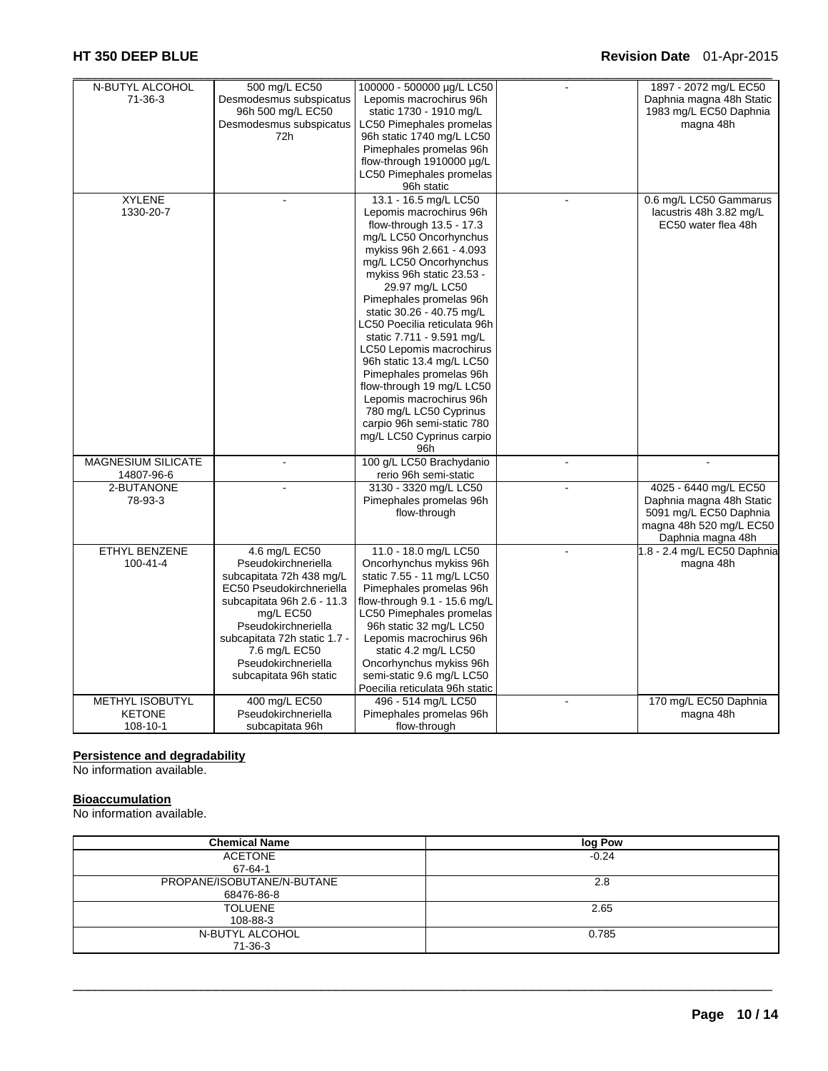| N-BUTYL ALCOHOL 71-36-3 | 500 mg/L EC50 Desmodesmus subspicatus 96h 500 mg/L EC50 Desmodesmus subspicatus 72h | 100000 - 500000 µg/L LC50 Lepomis macrochirus 96h static 1730 - 1910 mg/L LC50 Pimephales promelas 96h static 1740 mg/L LC50 Pimephales promelas 96h flow-through 1910000 µg/L LC50 Pimephales promelas 96h static | - | 1897 - 2072 mg/L EC50 Daphnia magna 48h Static 1983 mg/L EC50 Daphnia magna 48h |
|---|---|---|---|---|
| XYLENE 1330-20-7 | - | 13.1 - 16.5 mg/L LC50 Lepomis macrochirus 96h flow-through 13.5 - 17.3 mg/L LC50 Oncorhynchus mykiss 96h 2.661 - 4.093 mg/L LC50 Oncorhynchus mykiss 96h static 23.53 - 29.97 mg/L LC50 Pimephales promelas 96h static 30.26 - 40.75 mg/L LC50 Poecilia reticulata 96h static 7.711 - 9.591 mg/L LC50 Lepomis macrochirus 96h static 13.4 mg/L LC50 Pimephales promelas 96h flow-through 19 mg/L LC50 Lepomis macrochirus 96h 780 mg/L LC50 Cyprinus carpio 96h semi-static 780 mg/L LC50 Cyprinus carpio 96h | - | 0.6 mg/L LC50 Gammarus lacustris 48h 3.82 mg/L EC50 water flea 48h |
| MAGNESIUM SILICATE 14807-96-6 | - | 100 g/L LC50 Brachydanio rerio 96h semi-static | - | - |
| 2-BUTANONE 78-93-3 | - | 3130 - 3320 mg/L LC50 Pimephales promelas 96h flow-through | - | 4025 - 6440 mg/L EC50 Daphnia magna 48h Static 5091 mg/L EC50 Daphnia magna 48h 520 mg/L EC50 Daphnia magna 48h |
| ETHYL BENZENE 100-41-4 | 4.6 mg/L EC50 Pseudokirchneriella subcapitata 72h 438 mg/L EC50 Pseudokirchneriella subcapitata 96h 2.6 - 11.3 mg/L EC50 Pseudokirchneriella subcapitata 72h static 1.7 - 7.6 mg/L EC50 Pseudokirchneriella subcapitata 96h static | 11.0 - 18.0 mg/L LC50 Oncorhynchus mykiss 96h static 7.55 - 11 mg/L LC50 Pimephales promelas 96h flow-through 9.1 - 15.6 mg/L LC50 Pimephales promelas 96h static 32 mg/L LC50 Lepomis macrochirus 96h static 4.2 mg/L LC50 Oncorhynchus mykiss 96h semi-static 9.6 mg/L LC50 Poecilia reticulata 96h static | - | 1.8 - 2.4 mg/L EC50 Daphnia magna 48h |
| METHYL ISOBUTYL KETONE 108-10-1 | 400 mg/L EC50 Pseudokirchneriella subcapitata 96h | 496 - 514 mg/L LC50 Pimephales promelas 96h flow-through | - | 170 mg/L EC50 Daphnia magna 48h |

**Persistence and degradability**
No information available.

**Bioaccumulation**
No information available.

| Chemical Name | log Pow |
|---|---|
| ACETONE 67-64-1 | -0.24 |
| PROPANE/ISOBUTANE/N-BUTANE 68476-86-8 | 2.8 |
| TOLUENE 108-88-3 | 2.65 |
| N-BUTYL ALCOHOL 71-36-3 | 0.785 |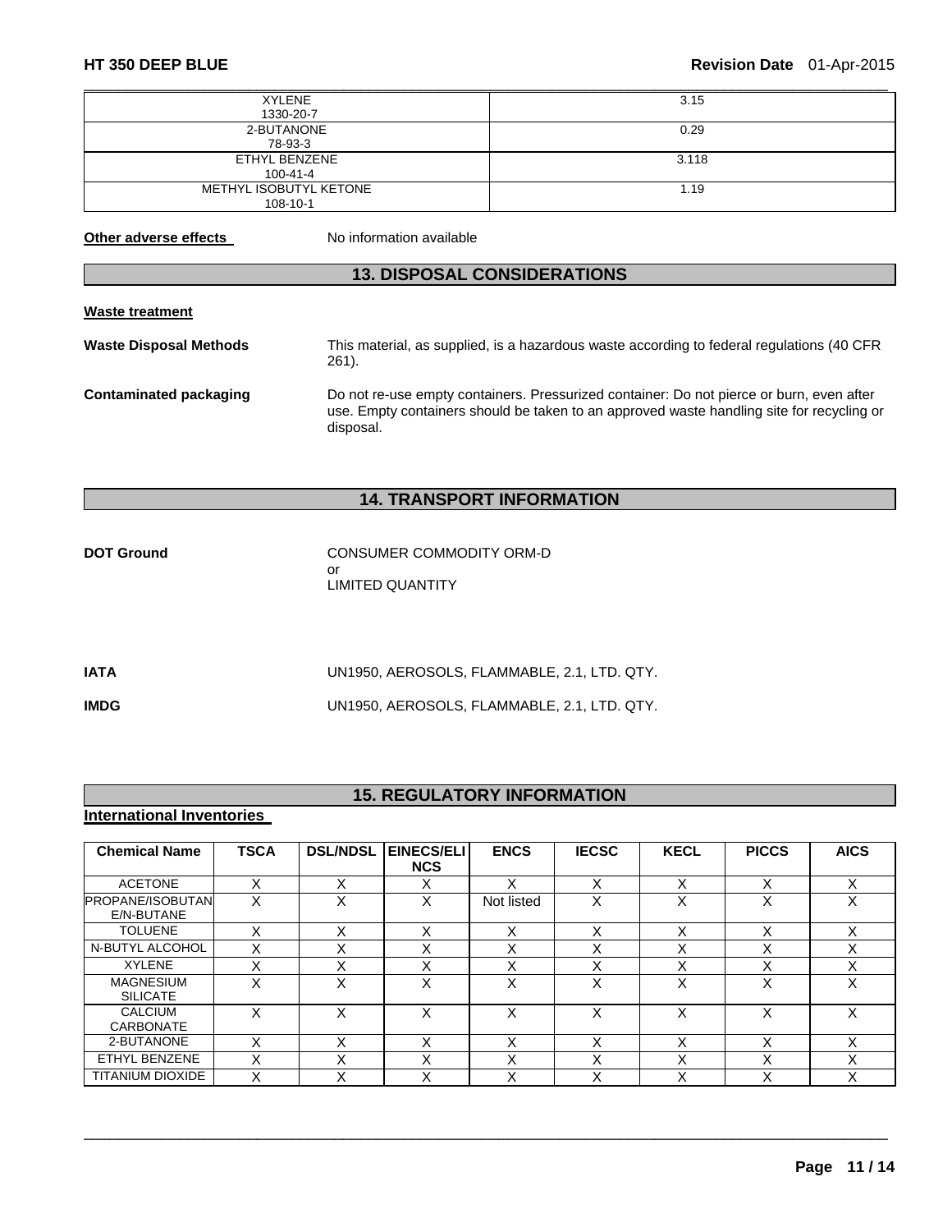| | |
|---|---|
| XYLENE<br>1330-20-7 | 3.15 |
| 2-BUTANONE<br>78-93-3 | 0.29 |
| ETHYL BENZENE<br>100-41-4 | 3.118 |
| METHYL ISOBUTYL KETONE<br>108-10-1 | 1.19 |

**Other adverse effects** No information available

## 13. DISPOSAL CONSIDERATIONS

**Waste treatment**

**Waste Disposal Methods** This material, as supplied, is a hazardous waste according to federal regulations (40 CFR 261).

**Contaminated packaging** Do not re-use empty containers. Pressurized container: Do not pierce or burn, even after use. Empty containers should be taken to an approved waste handling site for recycling or disposal.

## 14. TRANSPORT INFORMATION

**DOT Ground** CONSUMER COMMODITY ORM-D
or
LIMITED QUANTITY

**IATA** UN1950, AEROSOLS, FLAMMABLE, 2.1, LTD. QTY.

**IMDG** UN1950, AEROSOLS, FLAMMABLE, 2.1, LTD. QTY.

## 15. REGULATORY INFORMATION

**International Inventories**

| Chemical Name | TSCA | DSL/NDSL | EINECS/ELINCS | ENCS | IECSC | KECL | PICCS | AICS |
|---|---|---|---|---|---|---|---|---|
| ACETONE | X | X | X | X | X | X | X | X |
| PROPANE/ISOBUTANE/N-BUTANE | X | X | X | Not listed | X | X | X | X |
| TOLUENE | X | X | X | X | X | X | X | X |
| N-BUTYL ALCOHOL | X | X | X | X | X | X | X | X |
| XYLENE | X | X | X | X | X | X | X | X |
| MAGNESIUM SILICATE | X | X | X | X | X | X | X | X |
| CALCIUM CARBONATE | X | X | X | X | X | X | X | X |
| 2-BUTANONE | X | X | X | X | X | X | X | X |
| ETHYL BENZENE | X | X | X | X | X | X | X | X |
| TITANIUM DIOXIDE | X | X | X | X | X | X | X | X |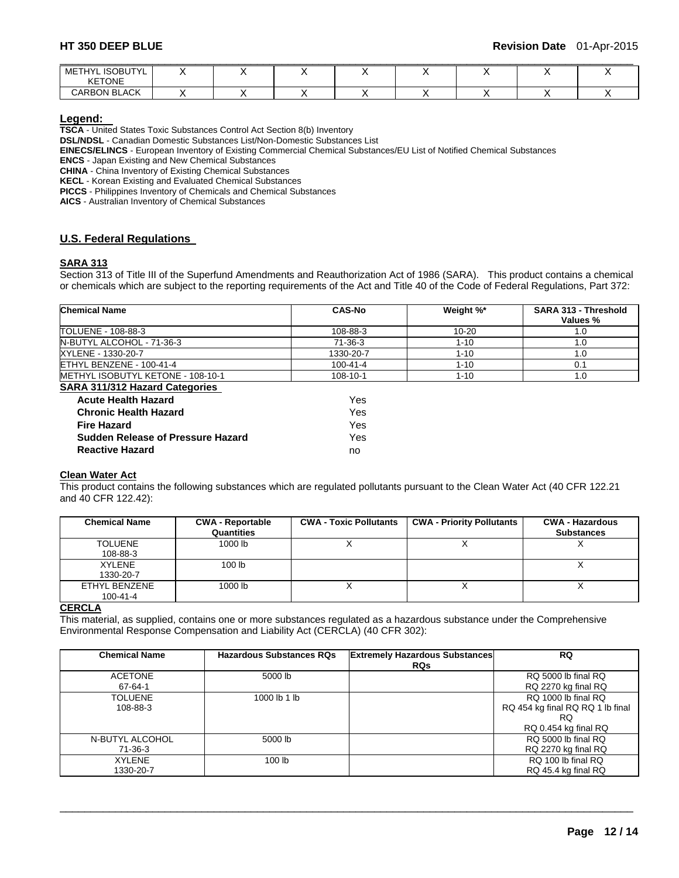| METHYL ISOBUTYL KETONE | X | X | X | X | X | X | X | X |
|---|---|---|---|---|---|---|---|---|
| CARBON BLACK | X | X | X | X | X | X | X | X |

**Legend:**

**TSCA** - United States Toxic Substances Control Act Section 8(b) Inventory
**DSL/NDSL** - Canadian Domestic Substances List/Non-Domestic Substances List
**EINECS/ELINCS** - European Inventory of Existing Commercial Chemical Substances/EU List of Notified Chemical Substances
**ENCS** - Japan Existing and New Chemical Substances
**CHINA** - China Inventory of Existing Chemical Substances
**KECL** - Korean Existing and Evaluated Chemical Substances
**PICCS** - Philippines Inventory of Chemicals and Chemical Substances
**AICS** - Australian Inventory of Chemical Substances

## U.S. Federal Regulations

### SARA 313

Section 313 of Title III of the Superfund Amendments and Reauthorization Act of 1986 (SARA). This product contains a chemical or chemicals which are subject to the reporting requirements of the Act and Title 40 of the Code of Federal Regulations, Part 372:

| Chemical Name | CAS-No | Weight %* | SARA 313 - Threshold Values % |
|---|---|---|---|
| TOLUENE - 108-88-3 | 108-88-3 | 10-20 | 1.0 |
| N-BUTYL ALCOHOL - 71-36-3 | 71-36-3 | 1-10 | 1.0 |
| XYLENE - 1330-20-7 | 1330-20-7 | 1-10 | 1.0 |
| ETHYL BENZENE - 100-41-4 | 100-41-4 | 1-10 | 0.1 |
| METHYL ISOBUTYL KETONE - 108-10-1 | 108-10-1 | 1-10 | 1.0 |

### SARA 311/312 Hazard Categories

| | |
|---|---|
| **Acute Health Hazard** | Yes |
| **Chronic Health Hazard** | Yes |
| **Fire Hazard** | Yes |
| **Sudden Release of Pressure Hazard** | Yes |
| **Reactive Hazard** | no |

### Clean Water Act

This product contains the following substances which are regulated pollutants pursuant to the Clean Water Act (40 CFR 122.21 and 40 CFR 122.42):

| Chemical Name | CWA - Reportable Quantities | CWA - Toxic Pollutants | CWA - Priority Pollutants | CWA - Hazardous Substances |
|---|---|---|---|---|
| TOLUENE 108-88-3 | 1000 lb | X | X | X |
| XYLENE 1330-20-7 | 100 lb | | | X |
| ETHYL BENZENE 100-41-4 | 1000 lb | X | X | X |

### CERCLA

This material, as supplied, contains one or more substances regulated as a hazardous substance under the Comprehensive Environmental Response Compensation and Liability Act (CERCLA) (40 CFR 302):

| Chemical Name | Hazardous Substances RQs | Extremely Hazardous Substances RQs | RQ |
|---|---|---|---|
| ACETONE 67-64-1 | 5000 lb | | RQ 5000 lb final RQ RQ 2270 kg final RQ |
| TOLUENE 108-88-3 | 1000 lb 1 lb | | RQ 1000 lb final RQ RQ 454 kg final RQ RQ 1 lb final RQ RQ 0.454 kg final RQ |
| N-BUTYL ALCOHOL 71-36-3 | 5000 lb | | RQ 5000 lb final RQ RQ 2270 kg final RQ |
| XYLENE 1330-20-7 | 100 lb | | RQ 100 lb final RQ RQ 45.4 kg final RQ |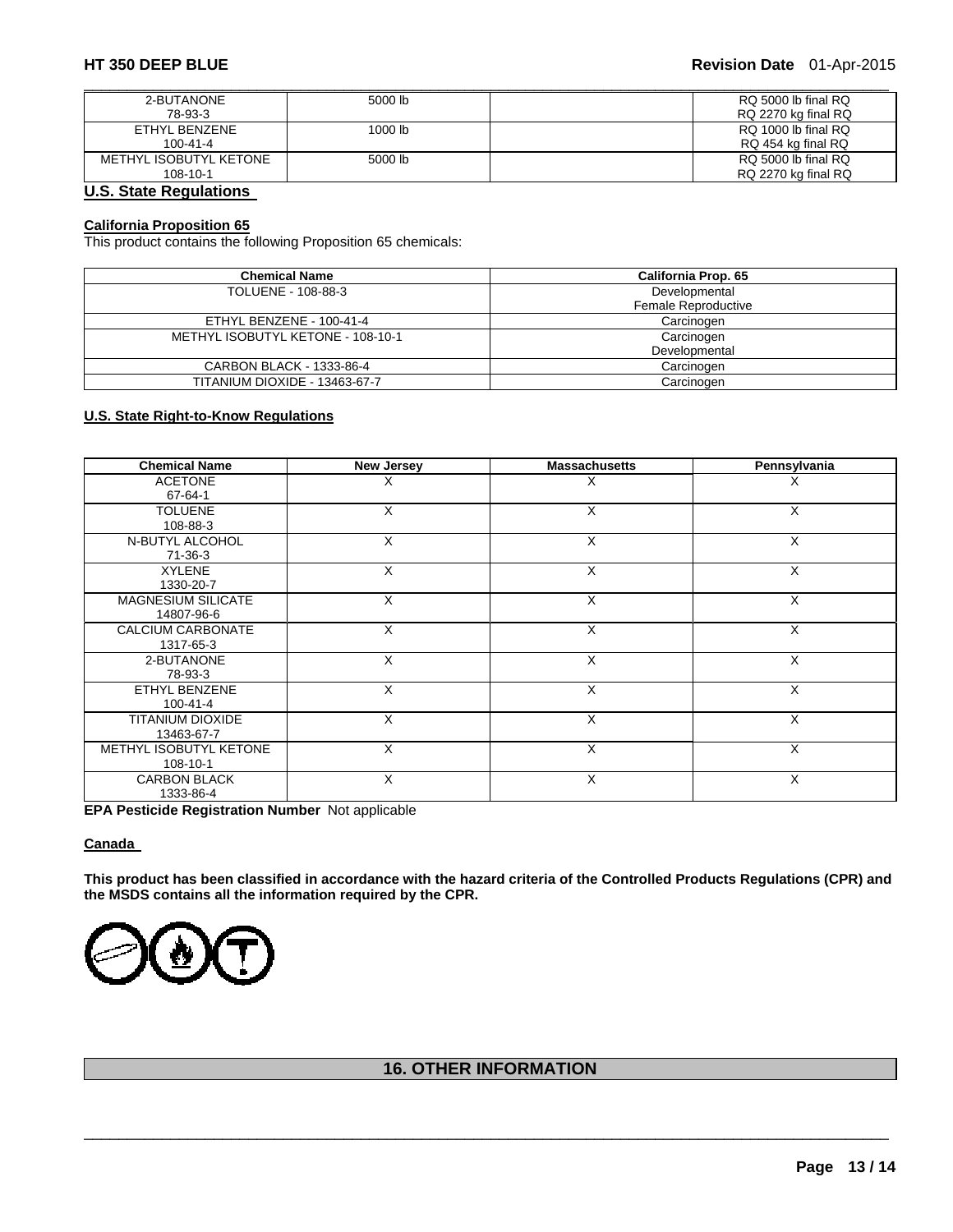| 2-BUTANONE 78-93-3 | 5000 lb | | RQ 5000 lb final RQ RQ 2270 kg final RQ |
|---|---|---|---|
| ETHYL BENZENE 100-41-4 | 1000 lb | | RQ 1000 lb final RQ RQ 454 kg final RQ |
| METHYL ISOBUTYL KETONE 108-10-1 | 5000 lb | | RQ 5000 lb final RQ RQ 2270 kg final RQ |

**U.S. State Regulations**

**California Proposition 65**

This product contains the following Proposition 65 chemicals:

| Chemical Name | California Prop. 65 |
|---|---|
| TOLUENE - 108-88-3 | Developmental Female Reproductive |
| ETHYL BENZENE - 100-41-4 | Carcinogen |
| METHYL ISOBUTYL KETONE - 108-10-1 | Carcinogen Developmental |
| CARBON BLACK - 1333-86-4 | Carcinogen |
| TITANIUM DIOXIDE - 13463-67-7 | Carcinogen |

**U.S. State Right-to-Know Regulations**

| Chemical Name | New Jersey | Massachusetts | Pennsylvania |
|---|---|---|---|
| ACETONE 67-64-1 | X | X | X |
| TOLUENE 108-88-3 | X | X | X |
| N-BUTYL ALCOHOL 71-36-3 | X | X | X |
| XYLENE 1330-20-7 | X | X | X |
| MAGNESIUM SILICATE 14807-96-6 | X | X | X |
| CALCIUM CARBONATE 1317-65-3 | X | X | X |
| 2-BUTANONE 78-93-3 | X | X | X |
| ETHYL BENZENE 100-41-4 | X | X | X |
| TITANIUM DIOXIDE 13463-67-7 | X | X | X |
| METHYL ISOBUTYL KETONE 108-10-1 | X | X | X |
| CARBON BLACK 1333-86-4 | X | X | X |

**EPA Pesticide Registration Number** Not applicable

**Canada**

**This product has been classified in accordance with the hazard criteria of the Controlled Products Regulations (CPR) and the MSDS contains all the information required by the CPR.**

## 16. OTHER INFORMATION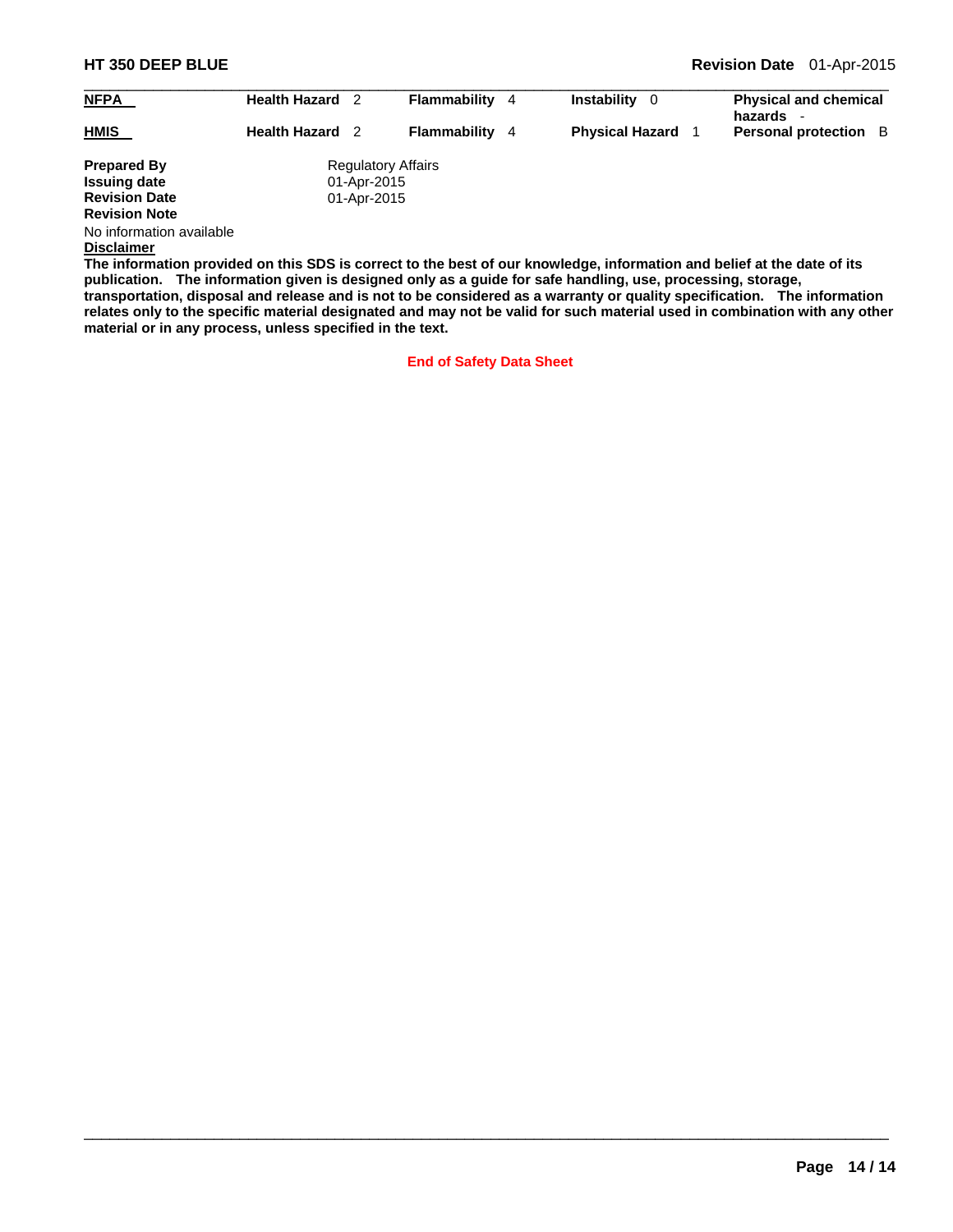| | | | | |
|---|---|---|---|---|
| **NFPA** | **Health Hazard** 2 | **Flammability** 4 | **Instability** 0 | **Physical and chemical hazards** - |
| **HMIS** | **Health Hazard** 2 | **Flammability** 4 | **Physical Hazard** 1 | **Personal protection** B |

**Prepared By** Regulatory Affairs
**Issuing date** 01-Apr-2015
**Revision Date** 01-Apr-2015
**Revision Note**
No information available

**Disclaimer**

**The information provided on this SDS is correct to the best of our knowledge, information and belief at the date of its publication. The information given is designed only as a guide for safe handling, use, processing, storage, transportation, disposal and release and is not to be considered as a warranty or quality specification. The information relates only to the specific material designated and may not be valid for such material used in combination with any other material or in any process, unless specified in the text.**

**End of Safety Data Sheet**